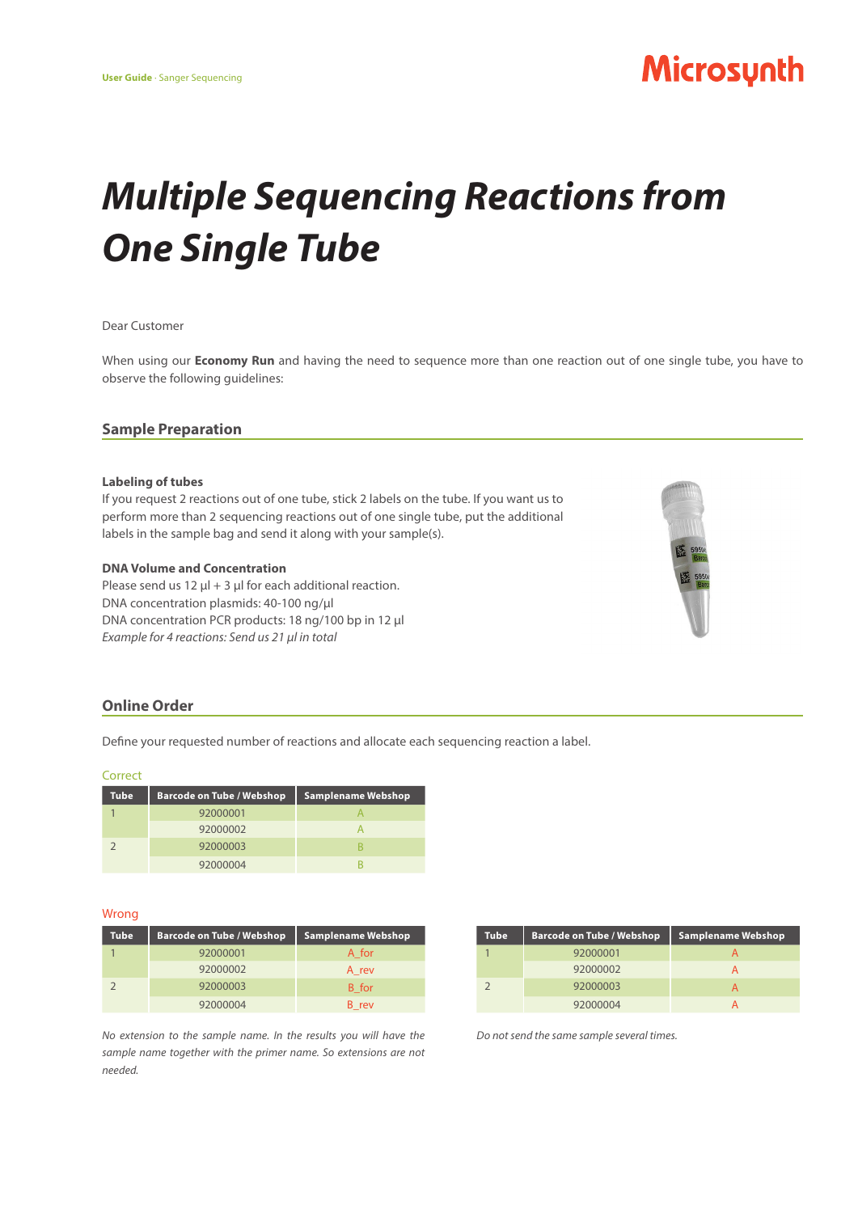# Multiple Sequencing Reactions from One Single Tube

Dear Customer

When using our **Economy Run** and having the need to sequence more than one reaction out of one single tube, you have to observe the following guidelines:

## Sample Preparation

### Labeling of tubes

If you request 2 reactions out of one tube, stick 2 labels on the tube. If you want us to perform more than 2 sequencing reactions out of one single tube, put the additional labels in the sample bag and send it along with your sample(s).

### DNA Volume and Concentration

Please send us 12 µl + 3 µl for each additional reaction.
DNA concentration plasmids: 40-100 ng/µl
DNA concentration PCR products: 18 ng/100 bp in 12 µl
*Example for 4 reactions: Send us 21 µl in total*

## Online Order

Define your requested number of reactions and allocate each sequencing reaction a label.

Correct

| Tube | Barcode on Tube / Webshop | Samplename Webshop |
|---|---|---|
| 1 | 92000001 | A |
| | 92000002 | A |
| 2 | 92000003 | B |
| | 92000004 | B |

Wrong

| Tube | Barcode on Tube / Webshop | Samplename Webshop |
|---|---|---|
| 1 | 92000001 | A_for |
| | 92000002 | A_rev |
| 2 | 92000003 | B_for |
| | 92000004 | B_rev |

*No extension to the sample name. In the results you will have the sample name together with the primer name. So extensions are not needed.*

| Tube | Barcode on Tube / Webshop | Samplename Webshop |
|---|---|---|
| 1 | 92000001 | A |
| | 92000002 | A |
| 2 | 92000003 | A |
| | 92000004 | A |

*Do not send the same sample several times.*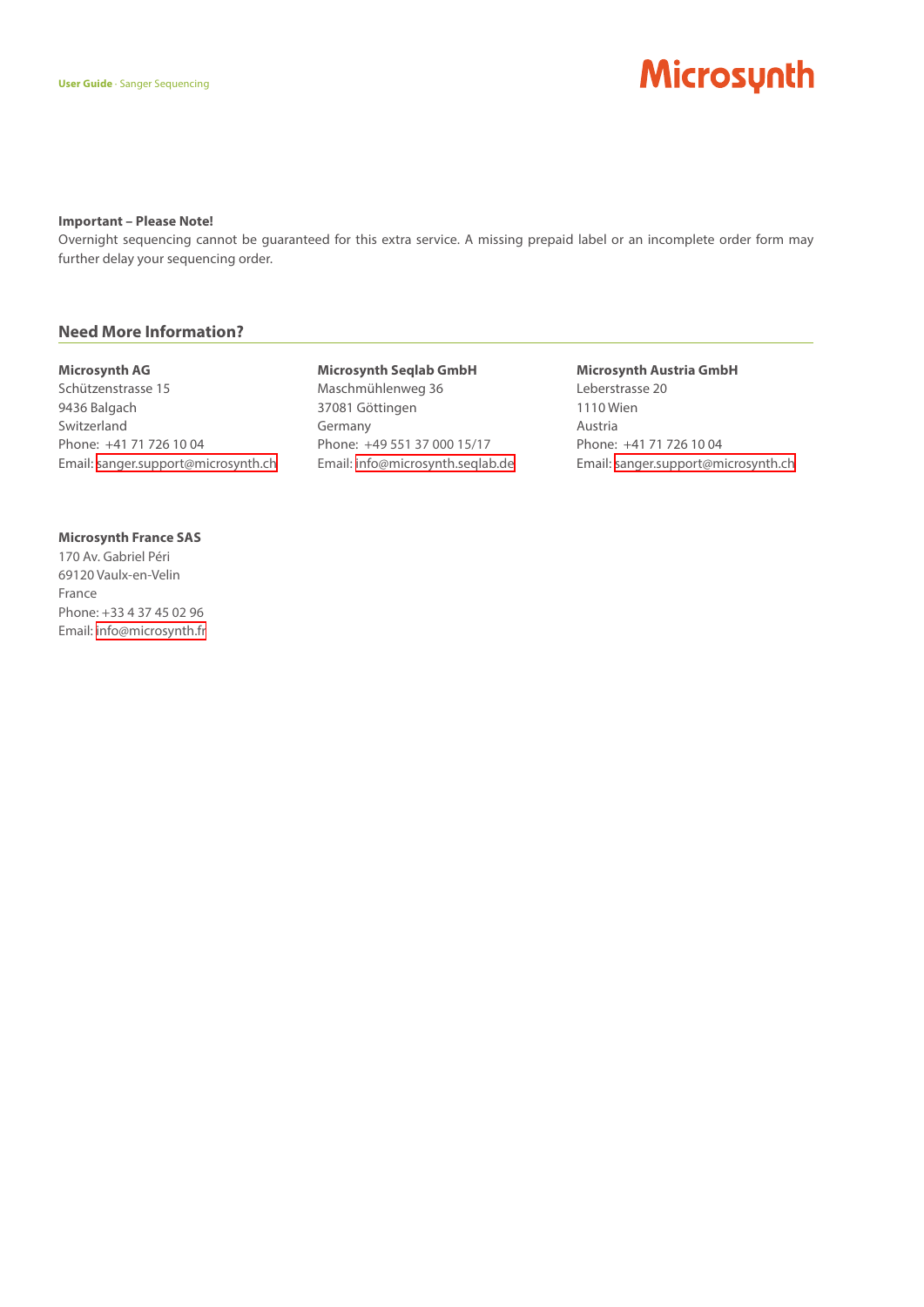**Important – Please Note!**
Overnight sequencing cannot be guaranteed for this extra service. A missing prepaid label or an incomplete order form may further delay your sequencing order.

## Need More Information?

**Microsynth AG**
Schützenstrasse 15
9436 Balgach
Switzerland
Phone: +41 71 726 10 04
Email: sanger.support@microsynth.ch

**Microsynth Seqlab GmbH**
Maschmühlenweg 36
37081 Göttingen
Germany
Phone: +49 551 37 000 15/17
Email: info@microsynth.seqlab.de

**Microsynth Austria GmbH**
Leberstrasse 20
1110 Wien
Austria
Phone: +41 71 726 10 04
Email: sanger.support@microsynth.ch

**Microsynth France SAS**
170 Av. Gabriel Péri
69120 Vaulx-en-Velin
France
Phone: +33 4 37 45 02 96
Email: info@microsynth.fr